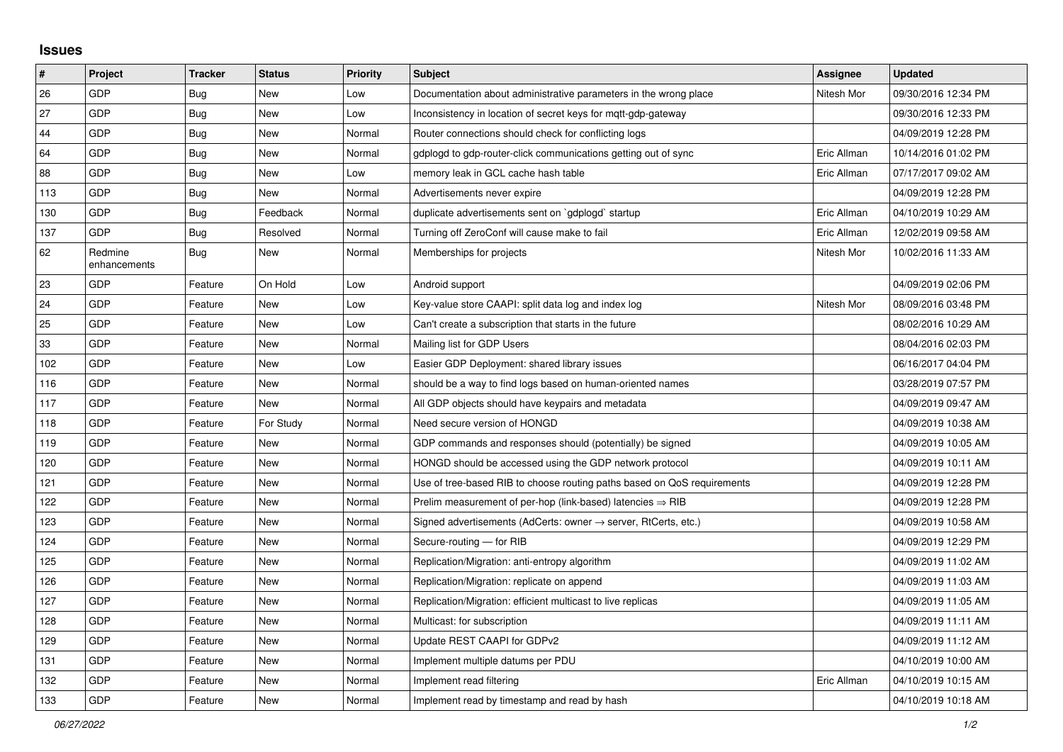## Issues

| # | Project | Tracker | Status | Priority | Subject | Assignee | Updated |
|---|---|---|---|---|---|---|---|
| 26 | GDP | Bug | New | Low | Documentation about administrative parameters in the wrong place | Nitesh Mor | 09/30/2016 12:34 PM |
| 27 | GDP | Bug | New | Low | Inconsistency in location of secret keys for mqtt-gdp-gateway | | 09/30/2016 12:33 PM |
| 44 | GDP | Bug | New | Normal | Router connections should check for conflicting logs | | 04/09/2019 12:28 PM |
| 64 | GDP | Bug | New | Normal | gdplogd to gdp-router-click communications getting out of sync | Eric Allman | 10/14/2016 01:02 PM |
| 88 | GDP | Bug | New | Low | memory leak in GCL cache hash table | Eric Allman | 07/17/2017 09:02 AM |
| 113 | GDP | Bug | New | Normal | Advertisements never expire | | 04/09/2019 12:28 PM |
| 130 | GDP | Bug | Feedback | Normal | duplicate advertisements sent on `gdplogd` startup | Eric Allman | 04/10/2019 10:29 AM |
| 137 | GDP | Bug | Resolved | Normal | Turning off ZeroConf will cause make to fail | Eric Allman | 12/02/2019 09:58 AM |
| 62 | Redmine enhancements | Bug | New | Normal | Memberships for projects | Nitesh Mor | 10/02/2016 11:33 AM |
| 23 | GDP | Feature | On Hold | Low | Android support | | 04/09/2019 02:06 PM |
| 24 | GDP | Feature | New | Low | Key-value store CAAPI: split data log and index log | Nitesh Mor | 08/09/2016 03:48 PM |
| 25 | GDP | Feature | New | Low | Can't create a subscription that starts in the future | | 08/02/2016 10:29 AM |
| 33 | GDP | Feature | New | Normal | Mailing list for GDP Users | | 08/04/2016 02:03 PM |
| 102 | GDP | Feature | New | Low | Easier GDP Deployment: shared library issues | | 06/16/2017 04:04 PM |
| 116 | GDP | Feature | New | Normal | should be a way to find logs based on human-oriented names | | 03/28/2019 07:57 PM |
| 117 | GDP | Feature | New | Normal | All GDP objects should have keypairs and metadata | | 04/09/2019 09:47 AM |
| 118 | GDP | Feature | For Study | Normal | Need secure version of HONGD | | 04/09/2019 10:38 AM |
| 119 | GDP | Feature | New | Normal | GDP commands and responses should (potentially) be signed | | 04/09/2019 10:05 AM |
| 120 | GDP | Feature | New | Normal | HONGD should be accessed using the GDP network protocol | | 04/09/2019 10:11 AM |
| 121 | GDP | Feature | New | Normal | Use of tree-based RIB to choose routing paths based on QoS requirements | | 04/09/2019 12:28 PM |
| 122 | GDP | Feature | New | Normal | Prelim measurement of per-hop (link-based) latencies ⇒ RIB | | 04/09/2019 12:28 PM |
| 123 | GDP | Feature | New | Normal | Signed advertisements (AdCerts: owner → server, RtCerts, etc.) | | 04/09/2019 10:58 AM |
| 124 | GDP | Feature | New | Normal | Secure-routing — for RIB | | 04/09/2019 12:29 PM |
| 125 | GDP | Feature | New | Normal | Replication/Migration: anti-entropy algorithm | | 04/09/2019 11:02 AM |
| 126 | GDP | Feature | New | Normal | Replication/Migration: replicate on append | | 04/09/2019 11:03 AM |
| 127 | GDP | Feature | New | Normal | Replication/Migration: efficient multicast to live replicas | | 04/09/2019 11:05 AM |
| 128 | GDP | Feature | New | Normal | Multicast: for subscription | | 04/09/2019 11:11 AM |
| 129 | GDP | Feature | New | Normal | Update REST CAAPI for GDPv2 | | 04/09/2019 11:12 AM |
| 131 | GDP | Feature | New | Normal | Implement multiple datums per PDU | | 04/10/2019 10:00 AM |
| 132 | GDP | Feature | New | Normal | Implement read filtering | Eric Allman | 04/10/2019 10:15 AM |
| 133 | GDP | Feature | New | Normal | Implement read by timestamp and read by hash | | 04/10/2019 10:18 AM |

*06/27/2022*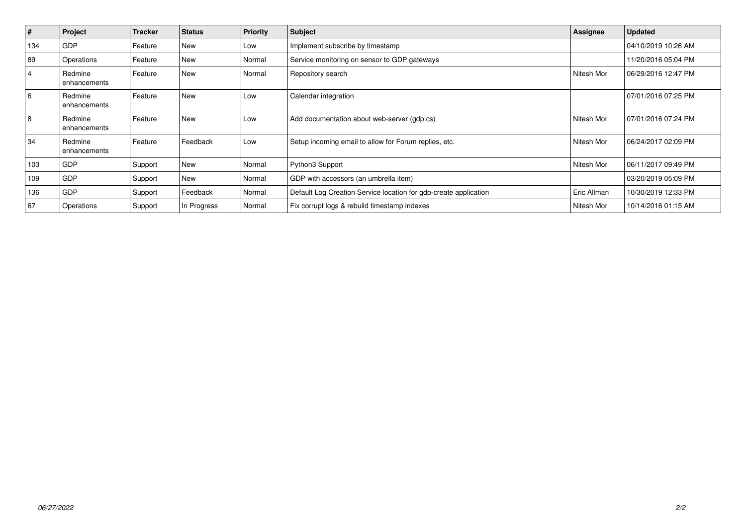| # | Project | Tracker | Status | Priority | Subject | Assignee | Updated |
|---|---|---|---|---|---|---|---|
| 134 | GDP | Feature | New | Low | Implement subscribe by timestamp | | 04/10/2019 10:26 AM |
| 89 | Operations | Feature | New | Normal | Service monitoring on sensor to GDP gateways | | 11/20/2016 05:04 PM |
| 4 | Redmine enhancements | Feature | New | Normal | Repository search | Nitesh Mor | 06/29/2016 12:47 PM |
| 6 | Redmine enhancements | Feature | New | Low | Calendar integration | | 07/01/2016 07:25 PM |
| 8 | Redmine enhancements | Feature | New | Low | Add documentation about web-server (gdp.cs) | Nitesh Mor | 07/01/2016 07:24 PM |
| 34 | Redmine enhancements | Feature | Feedback | Low | Setup incoming email to allow for Forum replies, etc. | Nitesh Mor | 06/24/2017 02:09 PM |
| 103 | GDP | Support | New | Normal | Python3 Support | Nitesh Mor | 06/11/2017 09:49 PM |
| 109 | GDP | Support | New | Normal | GDP with accessors (an umbrella item) | | 03/20/2019 05:09 PM |
| 136 | GDP | Support | Feedback | Normal | Default Log Creation Service location for gdp-create application | Eric Allman | 10/30/2019 12:33 PM |
| 67 | Operations | Support | In Progress | Normal | Fix corrupt logs & rebuild timestamp indexes | Nitesh Mor | 10/14/2016 01:15 AM |